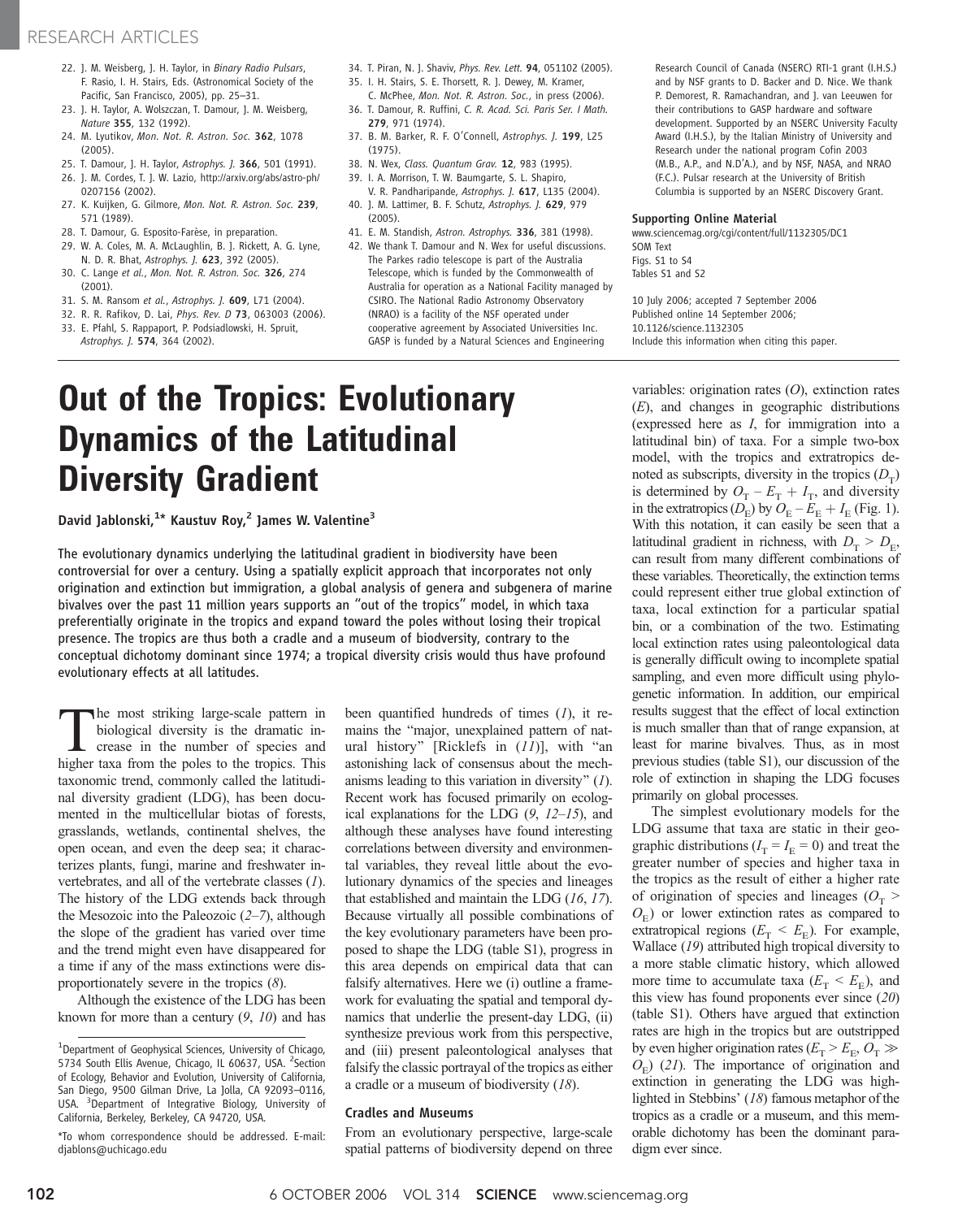22. J. M. Weisberg, J. H. Taylor, in *Binary Radio Pulsars*, F. Rasio, I. H. Stairs, Eds. (Astronomical Society of the Pacific, San Francisco, 2005), pp. 25–31.
23. J. H. Taylor, A. Wolszczan, T. Damour, J. M. Weisberg, *Nature* **355**, 132 (1992).
24. M. Lyutikov, *Mon. Not. R. Astron. Soc.* **362**, 1078 (2005).
25. T. Damour, J. H. Taylor, *Astrophys. J.* **366**, 501 (1991).
26. J. M. Cordes, T. J. W. Lazio, http://arxiv.org/abs/astro-ph/0207156 (2002).
27. K. Kuijken, G. Gilmore, *Mon. Not. R. Astron. Soc.* **239**, 571 (1989).
28. T. Damour, G. Esposito-Farèse, in preparation.
29. W. A. Coles, M. A. McLaughlin, B. J. Rickett, A. G. Lyne, N. D. R. Bhat, *Astrophys. J.* **623**, 392 (2005).
30. C. Lange *et al.*, *Mon. Not. R. Astron. Soc.* **326**, 274 (2001).
31. S. M. Ransom *et al.*, *Astrophys. J.* **609**, L71 (2004).
32. R. R. Rafikov, D. Lai, *Phys. Rev. D* **73**, 063003 (2006).
33. E. Pfahl, S. Rappaport, P. Podsiadlowski, H. Spruit, *Astrophys. J.* **574**, 364 (2002).
34. T. Piran, N. J. Shaviv, *Phys. Rev. Lett.* **94**, 051102 (2005).
35. I. H. Stairs, S. E. Thorsett, R. J. Dewey, M. Kramer, C. McPhee, *Mon. Not. R. Astron. Soc.*, in press (2006).
36. T. Damour, R. Ruffini, *C. R. Acad. Sci. Paris Ser. I Math.* **279**, 971 (1974).
37. B. M. Barker, R. F. O'Connell, *Astrophys. J.* **199**, L25 (1975).
38. N. Wex, *Class. Quantum Grav.* **12**, 983 (1995).
39. I. A. Morrison, T. W. Baumgarte, S. L. Shapiro, V. R. Pandharipande, *Astrophys. J.* **617**, L135 (2004).
40. J. M. Lattimer, B. F. Schutz, *Astrophys. J.* **629**, 979 (2005).
41. E. M. Standish, *Astron. Astrophys.* **336**, 381 (1998).
42. We thank T. Damour and N. Wex for useful discussions. The Parkes radio telescope is part of the Australia Telescope, which is funded by the Commonwealth of Australia for operation as a National Facility managed by CSIRO. The National Radio Astronomy Observatory (NRAO) is a facility of the NSF operated under cooperative agreement by Associated Universities Inc. GASP is funded by a Natural Sciences and Engineering Research Council of Canada (NSERC) RTI-1 grant (I.H.S.) and by NSF grants to D. Backer and D. Nice. We thank P. Demorest, R. Ramachandran, and J. van Leeuwen for their contributions to GASP hardware and software development. Supported by an NSERC University Faculty Award (I.H.S.), by the Italian Ministry of University and Research under the national program Cofin 2003 (M.B., A.P., and N.D'A.), and by NSF, NASA, and NRAO (F.C.). Pulsar research at the University of British Columbia is supported by an NSERC Discovery Grant.

**Supporting Online Material**
www.sciencemag.org/cgi/content/full/1132305/DC1
SOM Text
Figs. S1 to S4
Tables S1 and S2

10 July 2006; accepted 7 September 2006
Published online 14 September 2006;
10.1126/science.1132305
Include this information when citing this paper.

# Out of the Tropics: Evolutionary Dynamics of the Latitudinal Diversity Gradient

**David Jablonski,[1]* Kaustuv Roy,[2] James W. Valentine[3]**

The evolutionary dynamics underlying the latitudinal gradient in biodiversity have been controversial for over a century. Using a spatially explicit approach that incorporates not only origination and extinction but immigration, a global analysis of genera and subgenera of marine bivalves over the past 11 million years supports an "out of the tropics" model, in which taxa preferentially originate in the tropics and expand toward the poles without losing their tropical presence. The tropics are thus both a cradle and a museum of biodversity, contrary to the conceptual dichotomy dominant since 1974; a tropical diversity crisis would thus have profound evolutionary effects at all latitudes.

The most striking large-scale pattern in biological diversity is the dramatic increase in the number of species and higher taxa from the poles to the tropics. This taxonomic trend, commonly called the latitudinal diversity gradient (LDG), has been documented in the multicellular biotas of forests, grasslands, wetlands, continental shelves, the open ocean, and even the deep sea; it characterizes plants, fungi, marine and freshwater invertebrates, and all of the vertebrate classes (*1*). The history of the LDG extends back through the Mesozoic into the Paleozoic (*2–7*), although the slope of the gradient has varied over time and the trend might even have disappeared for a time if any of the mass extinctions were disproportionately severe in the tropics (*8*).

Although the existence of the LDG has been known for more than a century (*9*, *10*) and has been quantified hundreds of times (*1*), it remains the "major, unexplained pattern of natural history" [Ricklefs in (*11*)], with "an astonishing lack of consensus about the mechanisms leading to this variation in diversity" (*1*). Recent work has focused primarily on ecological explanations for the LDG (*9*, *12–15*), and although these analyses have found interesting correlations between diversity and environmental variables, they reveal little about the evolutionary dynamics of the species and lineages that established and maintain the LDG (*16*, *17*). Because virtually all possible combinations of the key evolutionary parameters have been proposed to shape the LDG (table S1), progress in this area depends on empirical data that can falsify alternatives. Here we (i) outline a framework for evaluating the spatial and temporal dynamics that underlie the present-day LDG, (ii) synthesize previous work from this perspective, and (iii) present paleontological analyses that falsify the classic portrayal of the tropics as either a cradle or a museum of biodiversity (*18*).

## Cradles and Museums

From an evolutionary perspective, large-scale spatial patterns of biodiversity depend on three variables: origination rates ($O$), extinction rates ($E$), and changes in geographic distributions (expressed here as $I$, for immigration into a latitudinal bin) of taxa. For a simple two-box model, with the tropics and extratropics denoted as subscripts, diversity in the tropics ($D_T$) is determined by $O_T - E_T + I_T$, and diversity in the extratropics ($D_E$) by $O_E - E_E + I_E$ (Fig. 1). With this notation, it can easily be seen that a latitudinal gradient in richness, with $D_T > D_E$, can result from many different combinations of these variables. Theoretically, the extinction terms could represent either true global extinction of taxa, local extinction for a particular spatial bin, or a combination of the two. Estimating local extinction rates using paleontological data is generally difficult owing to incomplete spatial sampling, and even more difficult using phylogenetic information. In addition, our empirical results suggest that the effect of local extinction is much smaller than that of range expansion, at least for marine bivalves. Thus, as in most previous studies (table S1), our discussion of the role of extinction in shaping the LDG focuses primarily on global processes.

The simplest evolutionary models for the LDG assume that taxa are static in their geographic distributions ($I_T = I_E = 0$) and treat the greater number of species and higher taxa in the tropics as the result of either a higher rate of origination of species and lineages ($O_T > O_E$) or lower extinction rates as compared to extratropical regions ($E_T < E_E$). For example, Wallace (*19*) attributed high tropical diversity to a more stable climatic history, which allowed more time to accumulate taxa ($E_T < E_E$), and this view has found proponents ever since (*20*) (table S1). Others have argued that extinction rates are high in the tropics but are outstripped by even higher origination rates ($E_T > E_E$, $O_T \gg O_E$) (*21*). The importance of origination and extinction in generating the LDG was highlighted in Stebbins' (*18*) famous metaphor of the tropics as a cradle or a museum, and this memorable dichotomy has been the dominant paradigm ever since.

[1]Department of Geophysical Sciences, University of Chicago, 5734 South Ellis Avenue, Chicago, IL 60637, USA. [2]Section of Ecology, Behavior and Evolution, University of California, San Diego, 9500 Gilman Drive, La Jolla, CA 92093–0116, USA. [3]Department of Integrative Biology, University of California, Berkeley, Berkeley, CA 94720, USA.

*To whom correspondence should be addressed. E-mail: djablons@uchicago.edu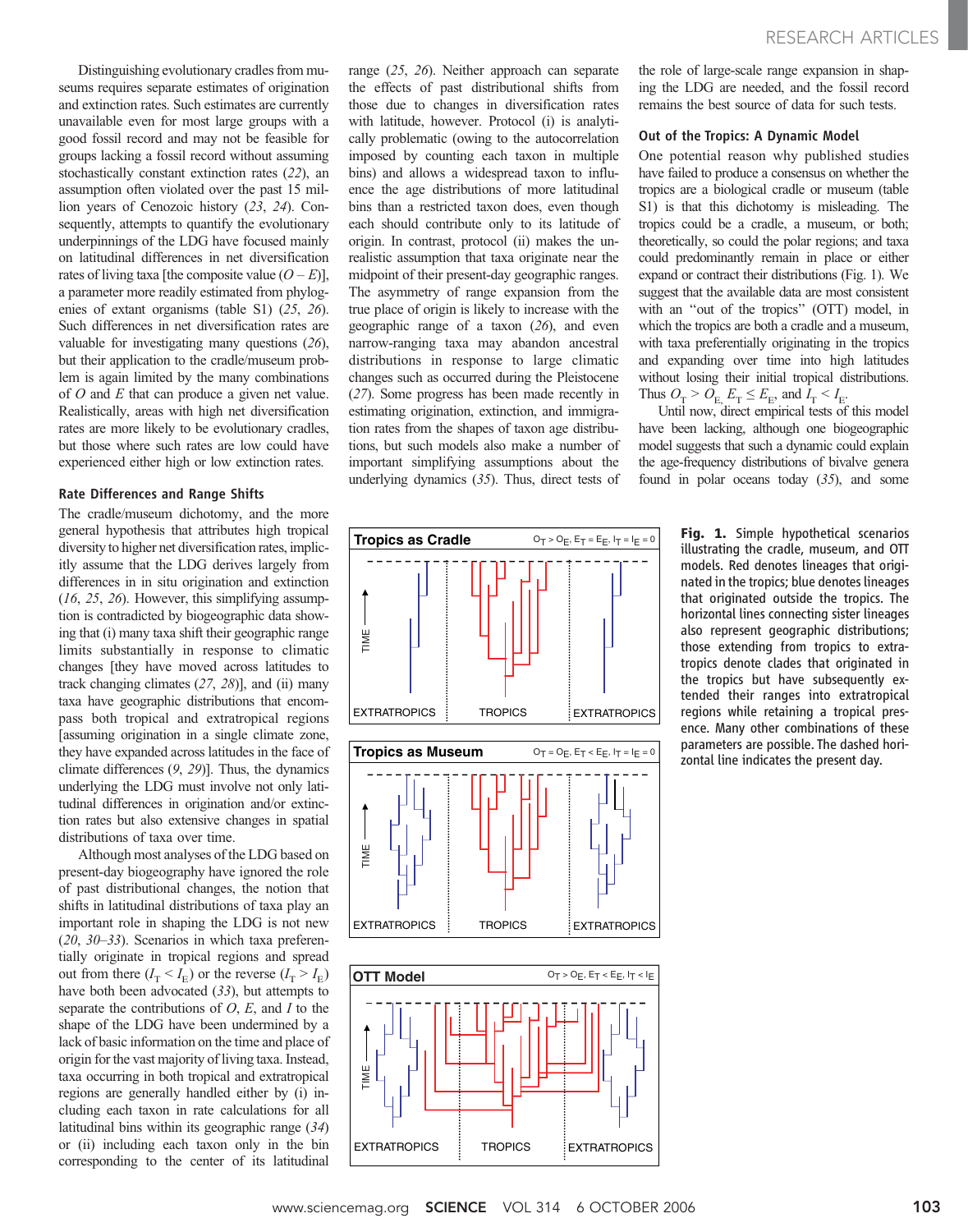Distinguishing evolutionary cradles from museums requires separate estimates of origination and extinction rates. Such estimates are currently unavailable even for most large groups with a good fossil record and may not be feasible for groups lacking a fossil record without assuming stochastically constant extinction rates (*22*), an assumption often violated over the past 15 million years of Cenozoic history (*23*, *24*). Consequently, attempts to quantify the evolutionary underpinnings of the LDG have focused mainly on latitudinal differences in net diversification rates of living taxa [the composite value $(O - E)$], a parameter more readily estimated from phylogenies of extant organisms (table S1) (*25*, *26*). Such differences in net diversification rates are valuable for investigating many questions (*26*), but their application to the cradle/museum problem is again limited by the many combinations of $O$ and $E$ that can produce a given net value. Realistically, areas with high net diversification rates are more likely to be evolutionary cradles, but those where such rates are low could have experienced either high or low extinction rates.

### Rate Differences and Range Shifts

The cradle/museum dichotomy, and the more general hypothesis that attributes high tropical diversity to higher net diversification rates, implicitly assume that the LDG derives largely from differences in in situ origination and extinction (*16*, *25*, *26*). However, this simplifying assumption is contradicted by biogeographic data showing that (i) many taxa shift their geographic range limits substantially in response to climatic changes [they have moved across latitudes to track changing climates (*27*, *28*)], and (ii) many taxa have geographic distributions that encompass both tropical and extratropical regions [assuming origination in a single climate zone, they have expanded across latitudes in the face of climate differences (*9*, *29*)]. Thus, the dynamics underlying the LDG must involve not only latitudinal differences in origination and/or extinction rates but also extensive changes in spatial distributions of taxa over time.

Although most analyses of the LDG based on present-day biogeography have ignored the role of past distributional changes, the notion that shifts in latitudinal distributions of taxa play an important role in shaping the LDG is not new (*20*, *30*–*33*). Scenarios in which taxa preferentially originate in tropical regions and spread out from there ($I_T < I_E$) or the reverse ($I_T > I_E$) have both been advocated (*33*), but attempts to separate the contributions of $O$, $E$, and $I$ to the shape of the LDG have been undermined by a lack of basic information on the time and place of origin for the vast majority of living taxa. Instead, taxa occurring in both tropical and extratropical regions are generally handled either by (i) including each taxon in rate calculations for all latitudinal bins within its geographic range (*34*) or (ii) including each taxon only in the bin corresponding to the center of its latitudinal range (*25*, *26*). Neither approach can separate the effects of past distributional shifts from those due to changes in diversification rates with latitude, however. Protocol (i) is analytically problematic (owing to the autocorrelation imposed by counting each taxon in multiple bins) and allows a widespread taxon to influence the age distributions of more latitudinal bins than a restricted taxon does, even though each should contribute only to its latitude of origin. In contrast, protocol (ii) makes the unrealistic assumption that taxa originate near the midpoint of their present-day geographic ranges. The asymmetry of range expansion from the true place of origin is likely to increase with the geographic range of a taxon (*26*), and even narrow-ranging taxa may abandon ancestral distributions in response to large climatic changes such as occurred during the Pleistocene (*27*). Some progress has been made recently in estimating origination, extinction, and immigration rates from the shapes of taxon age distributions, but such models also make a number of important simplifying assumptions about the underlying dynamics (*35*). Thus, direct tests of the role of large-scale range expansion in shaping the LDG are needed, and the fossil record remains the best source of data for such tests.

### Out of the Tropics: A Dynamic Model

One potential reason why published studies have failed to produce a consensus on whether the tropics are a biological cradle or museum (table S1) is that this dichotomy is misleading. The tropics could be a cradle, a museum, or both; theoretically, so could the polar regions; and taxa could predominantly remain in place or either expand or contract their distributions (Fig. 1). We suggest that the available data are most consistent with an "out of the tropics" (OTT) model, in which the tropics are both a cradle and a museum, with taxa preferentially originating in the tropics and expanding over time into high latitudes without losing their initial tropical distributions. Thus $O_T > O_E$, $E_T \leq E_E$, and $I_T < I_E$.

Until now, direct empirical tests of this model have been lacking, although one biogeographic model suggests that such a dynamic could explain the age-frequency distributions of bivalve genera found in polar oceans today (*35*), and some

Tropics as Cradle — $O_T > O_E$, $E_T = E_E$, $I_T = I_E = 0$
TIME
EXTRATROPICS TROPICS EXTRATROPICS

Tropics as Museum — $O_T = O_E$, $E_T < E_E$, $I_T = I_E = 0$
TIME
EXTRATROPICS TROPICS EXTRATROPICS

OTT Model — $O_T > O_E$, $E_T < E_E$, $I_T < I_E$
TIME
EXTRATROPICS TROPICS EXTRATROPICS

**Fig. 1.** Simple hypothetical scenarios illustrating the cradle, museum, and OTT models. Red denotes lineages that originated in the tropics; blue denotes lineages that originated outside the tropics. The horizontal lines connecting sister lineages also represent geographic distributions; those extending from tropics to extratropics denote clades that originated in the tropics but have subsequently extended their ranges into extratropical regions while retaining a tropical presence. Many other combinations of these parameters are possible. The dashed horizontal line indicates the present day.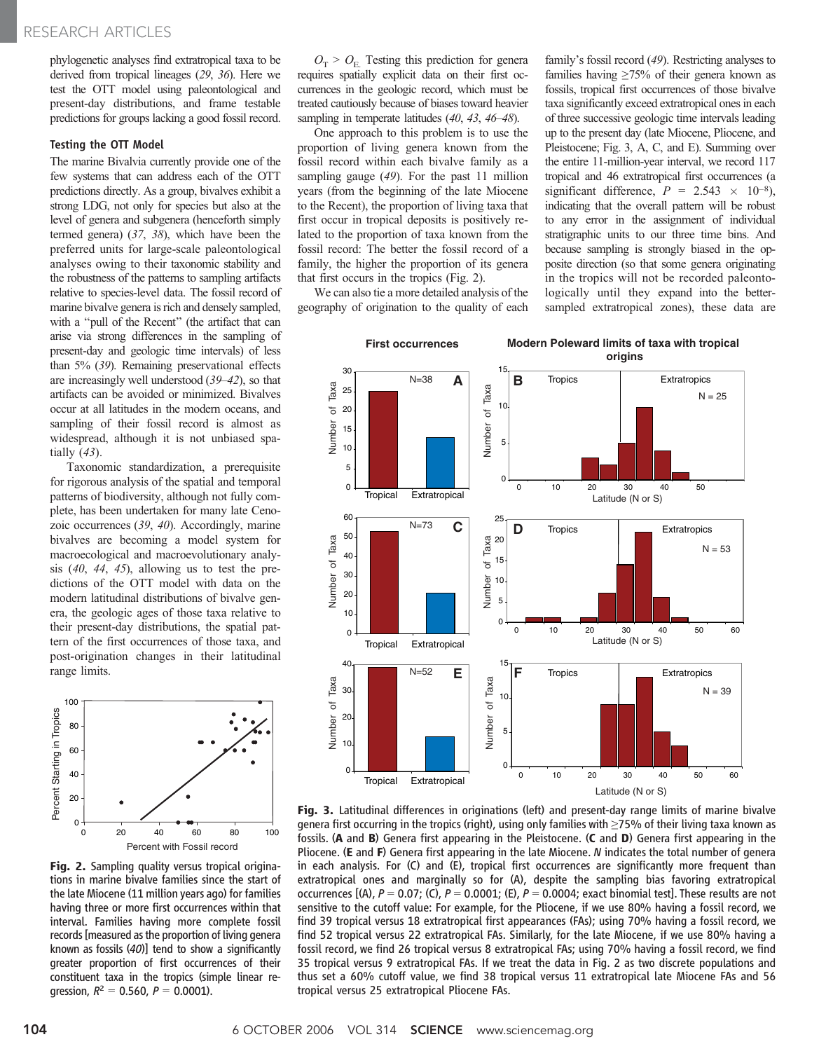phylogenetic analyses find extratropical taxa to be derived from tropical lineages (29, 36). Here we test the OTT model using paleontological and present-day distributions, and frame testable predictions for groups lacking a good fossil record.

### Testing the OTT Model

The marine Bivalvia currently provide one of the few systems that can address each of the OTT predictions directly. As a group, bivalves exhibit a strong LDG, not only for species but also at the level of genera and subgenera (henceforth simply termed genera) (37, 38), which have been the preferred units for large-scale paleontological analyses owing to their taxonomic stability and the robustness of the patterns to sampling artifacts relative to species-level data. The fossil record of marine bivalve genera is rich and densely sampled, with a "pull of the Recent" (the artifact that can arise via strong differences in the sampling of present-day and geologic time intervals) of less than 5% (39). Remaining preservational effects are increasingly well understood (39–42), so that artifacts can be avoided or minimized. Bivalves occur at all latitudes in the modern oceans, and sampling of their fossil record is almost as widespread, although it is not unbiased spatially (43).

Taxonomic standardization, a prerequisite for rigorous analysis of the spatial and temporal patterns of biodiversity, although not fully complete, has been undertaken for many late Cenozoic occurrences (39, 40). Accordingly, marine bivalves are becoming a model system for macroecological and macroevolutionary analysis (40, 44, 45), allowing us to test the predictions of the OTT model with data on the modern latitudinal distributions of bivalve genera, the geologic ages of those taxa relative to their present-day distributions, the spatial pattern of the first occurrences of those taxa, and post-origination changes in their latitudinal range limits.

**Fig. 2.** Sampling quality versus tropical originations in marine bivalve families since the start of the late Miocene (11 million years ago) for families having three or more first occurrences within that interval. Families having more complete fossil records [measured as the proportion of living genera known as fossils (40)] tend to show a significantly greater proportion of first occurrences of their constituent taxa in the tropics (simple linear regression, $R^2 = 0.560$, $P = 0.0001$).

$O_T > O_E$. Testing this prediction for genera requires spatially explicit data on their first occurrences in the geologic record, which must be treated cautiously because of biases toward heavier sampling in temperate latitudes (40, 43, 46–48).

One approach to this problem is to use the proportion of living genera known from the fossil record within each bivalve family as a sampling gauge (49). For the past 11 million years (from the beginning of the late Miocene to the Recent), the proportion of living taxa that first occur in tropical deposits is positively related to the proportion of taxa known from the fossil record: The better the fossil record of a family, the higher the proportion of its genera that first occurs in the tropics (Fig. 2).

We can also tie a more detailed analysis of the geography of origination to the quality of each family's fossil record (49). Restricting analyses to families having ≥75% of their genera known as fossils, tropical first occurrences of those bivalve taxa significantly exceed extratropical ones in each of three successive geologic time intervals leading up to the present day (late Miocene, Pliocene, and Pleistocene; Fig. 3, A, C, and E). Summing over the entire 11-million-year interval, we record 117 tropical and 46 extratropical first occurrences (a significant difference, $P = 2.543 \times 10^{-8}$), indicating that the overall pattern will be robust to any error in the assignment of individual stratigraphic units to our three time bins. And because sampling is strongly biased in the opposite direction (so that some genera originating in the tropics will not be recorded paleontologically until they expand into the better-sampled extratropical zones), these data are

**Fig. 3.** Latitudinal differences in originations (left) and present-day range limits of marine bivalve genera first occurring in the tropics (right), using only families with ≥75% of their living taxa known as fossils. (**A** and **B**) Genera first appearing in the Pleistocene. (**C** and **D**) Genera first appearing in the Pliocene. (**E** and **F**) Genera first appearing in the late Miocene. $N$ indicates the total number of genera in each analysis. For (C) and (E), tropical first occurrences are significantly more frequent than extratropical ones and marginally so for (A), despite the sampling bias favoring extratropical occurrences [(A), $P = 0.07$; (C), $P = 0.0001$; (E), $P = 0.0004$; exact binomial test]. These results are not sensitive to the cutoff value: For example, for the Pliocene, if we use 80% having a fossil record, we find 39 tropical versus 18 extratropical first appearances (FAs); using 70% having a fossil record, we find 52 tropical versus 22 extratropical FAs. Similarly, for the late Miocene, if we use 80% having a fossil record, we find 26 tropical versus 8 extratropical FAs; using 70% having a fossil record, we find 35 tropical versus 9 extratropical FAs. If we treat the data in Fig. 2 as two discrete populations and thus set a 60% cutoff value, we find 38 tropical versus 11 extratropical late Miocene FAs and 56 tropical versus 25 extratropical Pliocene FAs.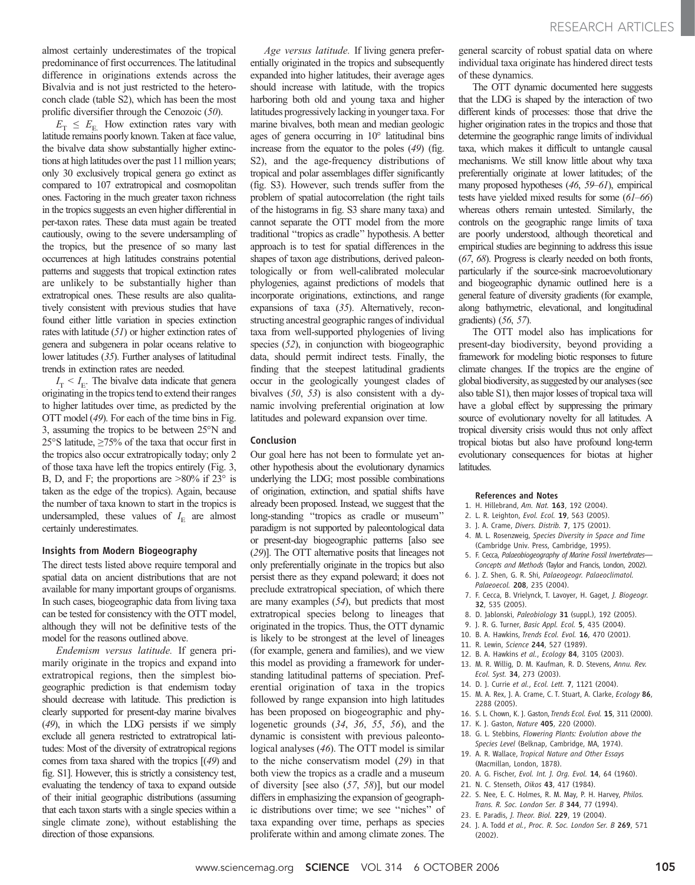almost certainly underestimates of the tropical predominance of first occurrences. The latitudinal difference in originations extends across the Bivalvia and is not just restricted to the heteroconch clade (table S2), which has been the most prolific diversifier through the Cenozoic (*50*).

$E_T \leq E_E$. How extinction rates vary with latitude remains poorly known. Taken at face value, the bivalve data show substantially higher extinctions at high latitudes over the past 11 million years; only 30 exclusively tropical genera go extinct as compared to 107 extratropical and cosmopolitan ones. Factoring in the much greater taxon richness in the tropics suggests an even higher differential in per-taxon rates. These data must again be treated cautiously, owing to the severe undersampling of the tropics, but the presence of so many last occurrences at high latitudes constrains potential patterns and suggests that tropical extinction rates are unlikely to be substantially higher than extratropical ones. These results are also qualitatively consistent with previous studies that have found either little variation in species extinction rates with latitude (*51*) or higher extinction rates of genera and subgenera in polar oceans relative to lower latitudes (*35*). Further analyses of latitudinal trends in extinction rates are needed.

$I_T < I_E$. The bivalve data indicate that genera originating in the tropics tend to extend their ranges to higher latitudes over time, as predicted by the OTT model (*49*). For each of the time bins in Fig. 3, assuming the tropics to be between 25°N and 25°S latitude, ≥75% of the taxa that occur first in the tropics also occur extratropically today; only 2 of those taxa have left the tropics entirely (Fig. 3, B, D, and F; the proportions are >80% if 23° is taken as the edge of the tropics). Again, because the number of taxa known to start in the tropics is undersampled, these values of $I_E$ are almost certainly underestimates.

### Insights from Modern Biogeography

The direct tests listed above require temporal and spatial data on ancient distributions that are not available for many important groups of organisms. In such cases, biogeographic data from living taxa can be tested for consistency with the OTT model, although they will not be definitive tests of the model for the reasons outlined above.

*Endemism versus latitude.* If genera primarily originate in the tropics and expand into extratropical regions, then the simplest biogeographic prediction is that endemism today should decrease with latitude. This prediction is clearly supported for present-day marine bivalves (*49*), in which the LDG persists if we simply exclude all genera restricted to extratropical latitudes: Most of the diversity of extratropical regions comes from taxa shared with the tropics [(*49*) and fig. S1]. However, this is strictly a consistency test, evaluating the tendency of taxa to expand outside of their initial geographic distributions (assuming that each taxon starts with a single species within a single climate zone), without establishing the direction of those expansions.

*Age versus latitude.* If living genera preferentially originated in the tropics and subsequently expanded into higher latitudes, their average ages should increase with latitude, with the tropics harboring both old and young taxa and higher latitudes progressively lacking in younger taxa. For marine bivalves, both mean and median geologic ages of genera occurring in 10° latitudinal bins increase from the equator to the poles (*49*) (fig. S2), and the age-frequency distributions of tropical and polar assemblages differ significantly (fig. S3). However, such trends suffer from the problem of spatial autocorrelation (the right tails of the histograms in fig. S3 share many taxa) and cannot separate the OTT model from the more traditional "tropics as cradle" hypothesis. A better approach is to test for spatial differences in the shapes of taxon age distributions, derived paleontologically or from well-calibrated molecular phylogenies, against predictions of models that incorporate originations, extinctions, and range expansions of taxa (*35*). Alternatively, reconstructing ancestral geographic ranges of individual taxa from well-supported phylogenies of living species (*52*), in conjunction with biogeographic data, should permit indirect tests. Finally, the finding that the steepest latitudinal gradients occur in the geologically youngest clades of bivalves (*50*, *53*) is also consistent with a dynamic involving preferential origination at low latitudes and poleward expansion over time.

### Conclusion

Our goal here has not been to formulate yet another hypothesis about the evolutionary dynamics underlying the LDG; most possible combinations of origination, extinction, and spatial shifts have already been proposed. Instead, we suggest that the long-standing "tropics as cradle or museum" paradigm is not supported by paleontological data or present-day biogeographic patterns [also see (*29*)]. The OTT alternative posits that lineages not only preferentially originate in the tropics but also persist there as they expand poleward; it does not preclude extratropical speciation, of which there are many examples (*54*), but predicts that most extratropical species belong to lineages that originated in the tropics. Thus, the OTT dynamic is likely to be strongest at the level of lineages (for example, genera and families), and we view this model as providing a framework for understanding latitudinal patterns of speciation. Preferential origination of taxa in the tropics followed by range expansion into high latitudes has been proposed on biogeographic and phylogenetic grounds (*34*, *36*, *55*, *56*), and the dynamic is consistent with previous paleontological analyses (*46*). The OTT model is similar to the niche conservatism model (*29*) in that both view the tropics as a cradle and a museum of diversity [see also (*57*, *58*)], but our model differs in emphasizing the expansion of geographic distributions over time; we see "niches" of taxa expanding over time, perhaps as species proliferate within and among climate zones. The general scarcity of robust spatial data on where individual taxa originate has hindered direct tests of these dynamics.

The OTT dynamic documented here suggests that the LDG is shaped by the interaction of two different kinds of processes: those that drive the higher origination rates in the tropics and those that determine the geographic range limits of individual taxa, which makes it difficult to untangle causal mechanisms. We still know little about why taxa preferentially originate at lower latitudes; of the many proposed hypotheses (*46*, *59*–*61*), empirical tests have yielded mixed results for some (*61*–*66*) whereas others remain untested. Similarly, the controls on the geographic range limits of taxa are poorly understood, although theoretical and empirical studies are beginning to address this issue (*67*, *68*). Progress is clearly needed on both fronts, particularly if the source-sink macroevolutionary and biogeographic dynamic outlined here is a general feature of diversity gradients (for example, along bathymetric, elevational, and longitudinal gradients) (*56*, *57*).

The OTT model also has implications for present-day biodiversity, beyond providing a framework for modeling biotic responses to future climate changes. If the tropics are the engine of global biodiversity, as suggested by our analyses (see also table S1), then major losses of tropical taxa will have a global effect by suppressing the primary source of evolutionary novelty for all latitudes. A tropical diversity crisis would thus not only affect tropical biotas but also have profound long-term evolutionary consequences for biotas at higher latitudes.

#### References and Notes

1. H. Hillebrand, *Am. Nat.* **163**, 192 (2004).
2. L. R. Leighton, *Evol. Ecol.* **19**, 563 (2005).
3. J. A. Crame, *Divers. Distrib.* **7**, 175 (2001).
4. M. L. Rosenzweig, *Species Diversity in Space and Time* (Cambridge Univ. Press, Cambridge, 1995).
5. F. Cecca, *Palaeobiogeography of Marine Fossil Invertebrates—Concepts and Methods* (Taylor and Francis, London, 2002).
6. J. Z. Shen, G. R. Shi, *Palaeogeogr. Palaeoclimatol. Palaeoecol.* **208**, 235 (2004).
7. F. Cecca, B. Vrielynck, T. Lavoyer, H. Gaget, *J. Biogeogr.* **32**, 535 (2005).
8. D. Jablonski, *Paleobiology* **31** (suppl.), 192 (2005).
9. J. R. G. Turner, *Basic Appl. Ecol.* **5**, 435 (2004).
10. B. A. Hawkins, *Trends Ecol. Evol.* **16**, 470 (2001).
11. R. Lewin, *Science* **244**, 527 (1989).
12. B. A. Hawkins *et al.*, *Ecology* **84**, 3105 (2003).
13. M. R. Willig, D. M. Kaufman, R. D. Stevens, *Annu. Rev. Ecol. Syst.* **34**, 273 (2003).
14. D. J. Currie *et al.*, *Ecol. Lett.* **7**, 1121 (2004).
15. M. A. Rex, J. A. Crame, C. T. Stuart, A. Clarke, *Ecology* **86**, 2288 (2005).
16. S. L. Chown, K. J. Gaston, *Trends Ecol. Evol.* **15**, 311 (2000).
17. K. J. Gaston, *Nature* **405**, 220 (2000).
18. G. L. Stebbins, *Flowering Plants: Evolution above the Species Level* (Belknap, Cambridge, MA, 1974).
19. A. R. Wallace, *Tropical Nature and Other Essays* (Macmillan, London, 1878).
20. A. G. Fischer, *Evol. Int. J. Org. Evol.* **14**, 64 (1960).
21. N. C. Stenseth, *Oikos* **43**, 417 (1984).
22. S. Nee, E. C. Holmes, R. M. May, P. H. Harvey, *Philos. Trans. R. Soc. London Ser. B* **344**, 77 (1994).
23. E. Paradis, *J. Theor. Biol.* **229**, 19 (2004).
24. J. A. Todd *et al.*, *Proc. R. Soc. London Ser. B* **269**, 571 (2002).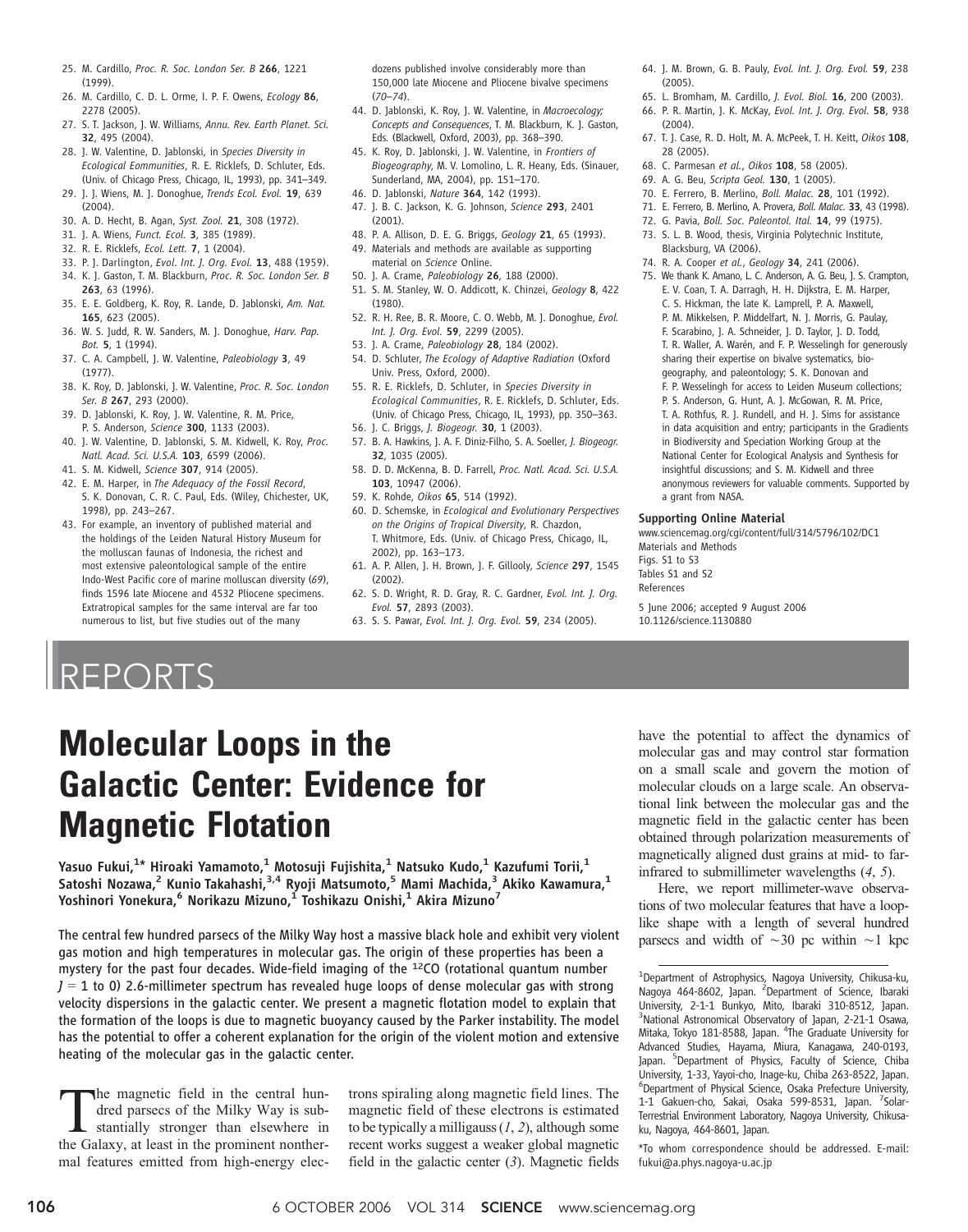25. M. Cardillo, *Proc. R. Soc. London Ser. B* **266**, 1221 (1999).
26. M. Cardillo, C. D. L. Orme, I. P. F. Owens, *Ecology* **86**, 2278 (2005).
27. S. T. Jackson, J. W. Williams, *Annu. Rev. Earth Planet. Sci.* **32**, 495 (2004).
28. J. W. Valentine, D. Jablonski, in *Species Diversity in Ecological Eommunities*, R. E. Ricklefs, D. Schluter, Eds. (Univ. of Chicago Press, Chicago, IL, 1993), pp. 341–349.
29. J. J. Wiens, M. J. Donoghue, *Trends Ecol. Evol.* **19**, 639 (2004).
30. A. D. Hecht, B. Agan, *Syst. Zool.* **21**, 308 (1972).
31. J. A. Wiens, *Funct. Ecol.* **3**, 385 (1989).
32. R. E. Ricklefs, *Ecol. Lett.* **7**, 1 (2004).
33. P. J. Darlington, *Evol. Int. J. Org. Evol.* **13**, 488 (1959).
34. K. J. Gaston, T. M. Blackburn, *Proc. R. Soc. London Ser. B* **263**, 63 (1996).
35. E. E. Goldberg, K. Roy, R. Lande, D. Jablonski, *Am. Nat.* **165**, 623 (2005).
36. W. S. Judd, R. W. Sanders, M. J. Donoghue, *Harv. Pap. Bot.* **5**, 1 (1994).
37. C. A. Campbell, J. W. Valentine, *Paleobiology* **3**, 49 (1977).
38. K. Roy, D. Jablonski, J. W. Valentine, *Proc. R. Soc. London Ser. B* **267**, 293 (2000).
39. D. Jablonski, K. Roy, J. W. Valentine, R. M. Price, P. S. Anderson, *Science* **300**, 1133 (2003).
40. J. W. Valentine, D. Jablonski, S. M. Kidwell, K. Roy, *Proc. Natl. Acad. Sci. U.S.A.* **103**, 6599 (2006).
41. S. M. Kidwell, *Science* **307**, 914 (2005).
42. E. M. Harper, in *The Adequacy of the Fossil Record*, S. K. Donovan, C. R. C. Paul, Eds. (Wiley, Chichester, UK, 1998), pp. 243–267.
43. For example, an inventory of published material and the holdings of the Leiden Natural History Museum for the molluscan faunas of Indonesia, the richest and most extensive paleontological sample of the entire Indo-West Pacific core of marine molluscan diversity (*69*), finds 1596 late Miocene and 4532 Pliocene specimens. Extratropical samples for the same interval are far too numerous to list, but five studies out of the many dozens published involve considerably more than 150,000 late Miocene and Pliocene bivalve specimens (*70–74*).
44. D. Jablonski, K. Roy, J. W. Valentine, in *Macroecology; Concepts and Consequences*, T. M. Blackburn, K. J. Gaston, Eds. (Blackwell, Oxford, 2003), pp. 368–390.
45. K. Roy, D. Jablonski, J. W. Valentine, in *Frontiers of Biogeography*, M. V. Lomolino, L. R. Heany, Eds. (Sinauer, Sunderland, MA, 2004), pp. 151–170.
46. D. Jablonski, *Nature* **364**, 142 (1993).
47. J. B. C. Jackson, K. G. Johnson, *Science* **293**, 2401 (2001).
48. P. A. Allison, D. E. G. Briggs, *Geology* **21**, 65 (1993).
49. Materials and methods are available as supporting material on *Science* Online.
50. J. A. Crame, *Paleobiology* **26**, 188 (2000).
51. S. M. Stanley, W. O. Addicott, K. Chinzei, *Geology* **8**, 422 (1980).
52. R. H. Ree, B. R. Moore, C. O. Webb, M. J. Donoghue, *Evol. Int. J. Org. Evol.* **59**, 2299 (2005).
53. J. A. Crame, *Paleobiology* **28**, 184 (2002).
54. D. Schluter, *The Ecology of Adaptive Radiation* (Oxford Univ. Press, Oxford, 2000).
55. R. E. Ricklefs, D. Schluter, in *Species Diversity in Ecological Communities*, R. E. Ricklefs, D. Schluter, Eds. (Univ. of Chicago Press, Chicago, IL, 1993), pp. 350–363.
56. J. C. Briggs, *J. Biogeogr.* **30**, 1 (2003).
57. B. A. Hawkins, J. A. F. Diniz-Filho, S. A. Soeller, *J. Biogeogr.* **32**, 1035 (2005).
58. D. D. McKenna, B. D. Farrell, *Proc. Natl. Acad. Sci. U.S.A.* **103**, 10947 (2006).
59. K. Rohde, *Oikos* **65**, 514 (1992).
60. D. Schemske, in *Ecological and Evolutionary Perspectives on the Origins of Tropical Diversity*, R. Chazdon, T. Whitmore, Eds. (Univ. of Chicago Press, Chicago, IL, 2002), pp. 163–173.
61. A. P. Allen, J. H. Brown, J. F. Gillooly, *Science* **297**, 1545 (2002).
62. S. D. Wright, R. D. Gray, R. C. Gardner, *Evol. Int. J. Org. Evol.* **57**, 2893 (2003).
63. S. S. Pawar, *Evol. Int. J. Org. Evol.* **59**, 234 (2005).
64. J. M. Brown, G. B. Pauly, *Evol. Int. J. Org. Evol.* **59**, 238 (2005).
65. L. Bromham, M. Cardillo, *J. Evol. Biol.* **16**, 200 (2003).
66. P. R. Martin, J. K. McKay, *Evol. Int. J. Org. Evol.* **58**, 938 (2004).
67. T. J. Case, R. D. Holt, M. A. McPeek, T. H. Keitt, *Oikos* **108**, 28 (2005).
68. C. Parmesan *et al.*, *Oikos* **108**, 58 (2005).
69. A. G. Beu, *Scripta Geol.* **130**, 1 (2005).
70. E. Ferrero, B. Merlino, *Boll. Malac.* **28**, 101 (1992).
71. E. Ferrero, B. Merlino, A. Provera, *Boll. Malac.* **33**, 43 (1998).
72. G. Pavia, *Boll. Soc. Paleontol. Ital.* **14**, 99 (1975).
73. S. L. B. Wood, thesis, Virginia Polytechnic Institute, Blacksburg, VA (2006).
74. R. A. Cooper *et al.*, *Geology* **34**, 241 (2006).
75. We thank K. Amano, L. C. Anderson, A. G. Beu, J. S. Crampton, E. V. Coan, T. A. Darragh, H. H. Dijkstra, E. M. Harper, C. S. Hickman, the late K. Lamprell, P. A. Maxwell, P. M. Mikkelsen, P. Middelfart, N. J. Morris, G. Paulay, F. Scarabino, J. A. Schneider, J. D. Taylor, J. D. Todd, T. R. Waller, A. Warén, and F. P. Wesselingh for generously sharing their expertise on bivalve systematics, biogeography, and paleontology; S. K. Donovan and F. P. Wesselingh for access to Leiden Museum collections; P. S. Anderson, G. Hunt, A. J. McGowan, R. M. Price, T. A. Rothfus, R. J. Rundell, and H. J. Sims for assistance in data acquisition and entry; participants in the Gradients in Biodiversity and Speciation Working Group at the National Center for Ecological Analysis and Synthesis for insightful discussions; and S. M. Kidwell and three anonymous reviewers for valuable comments. Supported by a grant from NASA.

**Supporting Online Material**

www.sciencemag.org/cgi/content/full/314/5796/102/DC1
Materials and Methods
Figs. S1 to S3
Tables S1 and S2
References

5 June 2006; accepted 9 August 2006
10.1126/science.1130880

# REPORTS

# Molecular Loops in the Galactic Center: Evidence for Magnetic Flotation

**Yasuo Fukui,[1]* Hiroaki Yamamoto,[1] Motosuji Fujishita,[1] Natsuko Kudo,[1] Kazufumi Torii,[1] Satoshi Nozawa,[2] Kunio Takahashi,[3,4] Ryoji Matsumoto,[5] Mami Machida,[3] Akiko Kawamura,[1] Yoshinori Yonekura,[6] Norikazu Mizuno,[1] Toshikazu Onishi,[1] Akira Mizuno[7]**

The central few hundred parsecs of the Milky Way host a massive black hole and exhibit very violent gas motion and high temperatures in molecular gas. The origin of these properties has been a mystery for the past four decades. Wide-field imaging of the $^{12}$CO (rotational quantum number $J$ = 1 to 0) 2.6-millimeter spectrum has revealed huge loops of dense molecular gas with strong velocity dispersions in the galactic center. We present a magnetic flotation model to explain that the formation of the loops is due to magnetic buoyancy caused by the Parker instability. The model has the potential to offer a coherent explanation for the origin of the violent motion and extensive heating of the molecular gas in the galactic center.

The magnetic field in the central hundred parsecs of the Milky Way is substantially stronger than elsewhere in the Galaxy, at least in the prominent nonthermal features emitted from high-energy electrons spiraling along magnetic field lines. The magnetic field of these electrons is estimated to be typically a milligauss (*1*, *2*), although some recent works suggest a weaker global magnetic field in the galactic center (*3*). Magnetic fields have the potential to affect the dynamics of molecular gas and may control star formation on a small scale and govern the motion of molecular clouds on a large scale. An observational link between the molecular gas and the magnetic field in the galactic center has been obtained through polarization measurements of magnetically aligned dust grains at mid- to far-infrared to submillimeter wavelengths (*4*, *5*).

Here, we report millimeter-wave observations of two molecular features that have a looplike shape with a length of several hundred parsecs and width of ~30 pc within ~1 kpc

[1]Department of Astrophysics, Nagoya University, Chikusa-ku, Nagoya 464-8602, Japan. [2]Department of Science, Ibaraki University, 2-1-1 Bunkyo, Mito, Ibaraki 310-8512, Japan. [3]National Astronomical Observatory of Japan, 2-21-1 Osawa, Mitaka, Tokyo 181-8588, Japan. [4]The Graduate University for Advanced Studies, Hayama, Miura, Kanagawa, 240-0193, Japan. [5]Department of Physics, Faculty of Science, Chiba University, 1-33, Yayoi-cho, Inage-ku, Chiba 263-8522, Japan. [6]Department of Physical Science, Osaka Prefecture University, 1-1 Gakuen-cho, Sakai, Osaka 599-8531, Japan. [7]Solar-Terrestrial Environment Laboratory, Nagoya University, Chikusa-ku, Nagoya, 464-8601, Japan.

*To whom correspondence should be addressed. E-mail: fukui@a.phys.nagoya-u.ac.jp